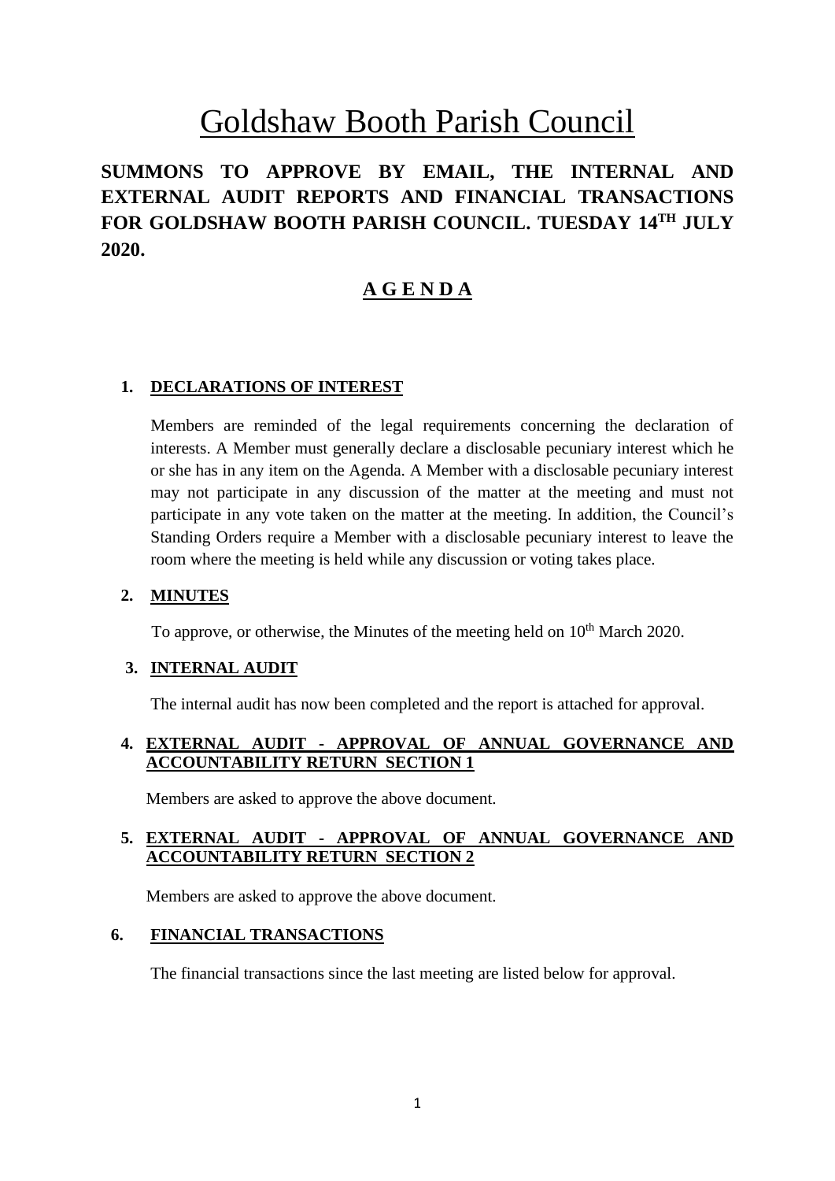# Goldshaw Booth Parish Council

**SUMMONS TO APPROVE BY EMAIL, THE INTERNAL AND EXTERNAL AUDIT REPORTS AND FINANCIAL TRANSACTIONS FOR GOLDSHAW BOOTH PARISH COUNCIL. TUESDAY 14TH JULY 2020.**

## A G E N D A

1. **DECLARATIONS OF INTEREST**

   Members are reminded of the legal requirements concerning the declaration of interests. A Member must generally declare a disclosable pecuniary interest which he or she has in any item on the Agenda. A Member with a disclosable pecuniary interest may not participate in any discussion of the matter at the meeting and must not participate in any vote taken on the matter at the meeting. In addition, the Council's Standing Orders require a Member with a disclosable pecuniary interest to leave the room where the meeting is held while any discussion or voting takes place.

2. **MINUTES**

   To approve, or otherwise, the Minutes of the meeting held on 10th March 2020.

3. **INTERNAL AUDIT**

   The internal audit has now been completed and the report is attached for approval.

4. **EXTERNAL AUDIT - APPROVAL OF ANNUAL GOVERNANCE AND ACCOUNTABILITY RETURN SECTION 1**

   Members are asked to approve the above document.

5. **EXTERNAL AUDIT - APPROVAL OF ANNUAL GOVERNANCE AND ACCOUNTABILITY RETURN SECTION 2**

   Members are asked to approve the above document.

6. **FINANCIAL TRANSACTIONS**

   The financial transactions since the last meeting are listed below for approval.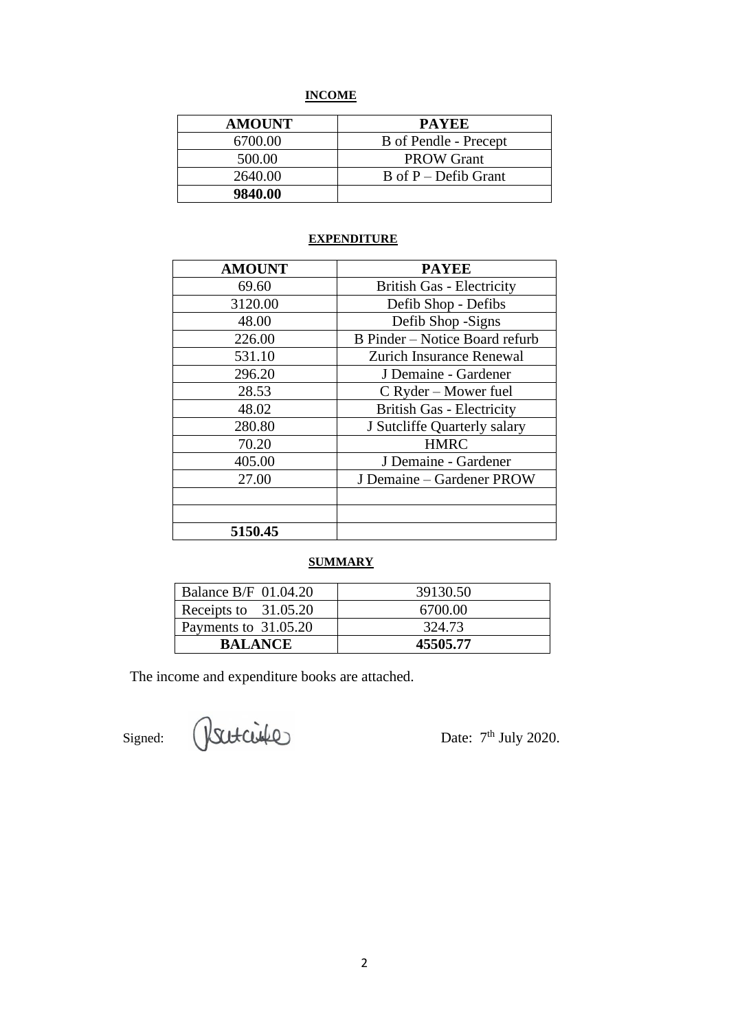**INCOME**

| AMOUNT | PAYEE |
|---|---|
| 6700.00 | B of Pendle - Precept |
| 500.00 | PROW Grant |
| 2640.00 | B of P – Defib Grant |
| **9840.00** | |

**EXPENDITURE**

| AMOUNT | PAYEE |
|---|---|
| 69.60 | British Gas - Electricity |
| 3120.00 | Defib Shop - Defibs |
| 48.00 | Defib Shop -Signs |
| 226.00 | B Pinder – Notice Board refurb |
| 531.10 | Zurich Insurance Renewal |
| 296.20 | J Demaine - Gardener |
| 28.53 | C Ryder – Mower fuel |
| 48.02 | British Gas - Electricity |
| 280.80 | J Sutcliffe Quarterly salary |
| 70.20 | HMRC |
| 405.00 | J Demaine - Gardener |
| 27.00 | J Demaine – Gardener PROW |
| | |
| | |
| **5150.45** | |

**SUMMARY**

| | |
|---|---|
| Balance B/F 01.04.20 | 39130.50 |
| Receipts to 31.05.20 | 6700.00 |
| Payments to 31.05.20 | 324.73 |
| **BALANCE** | **45505.77** |

The income and expenditure books are attached.

Signed: J Sutcliffe

Date: 7th July 2020.